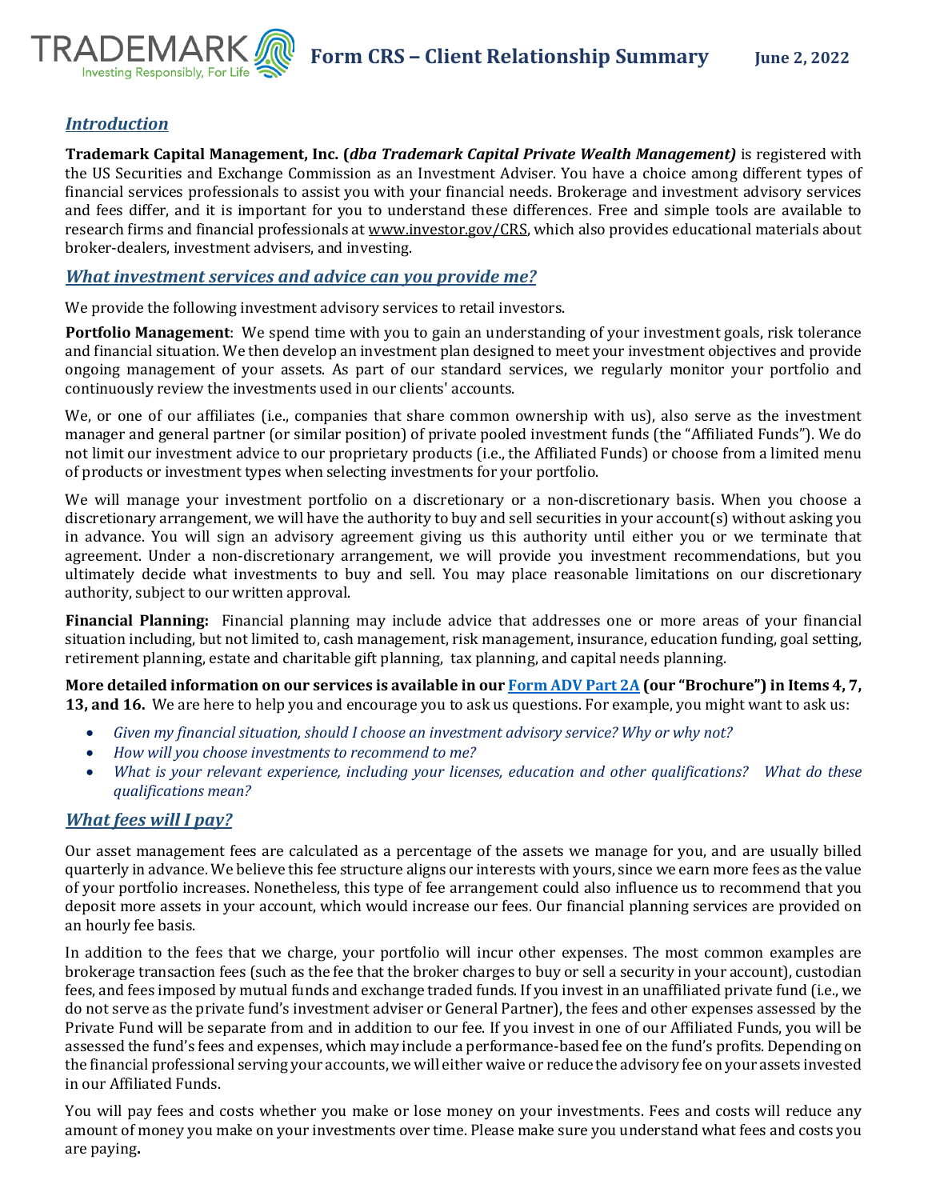# Form CRS – Client Relationship Summary

June 2, 2022

## *Introduction*

**Trademark Capital Management, Inc. (*dba Trademark Capital Private Wealth Management)*** is registered with the US Securities and Exchange Commission as an Investment Adviser. You have a choice among different types of financial services professionals to assist you with your financial needs. Brokerage and investment advisory services and fees differ, and it is important for you to understand these differences. Free and simple tools are available to research firms and financial professionals at www.investor.gov/CRS, which also provides educational materials about broker-dealers, investment advisers, and investing.

## *What investment services and advice can you provide me?*

We provide the following investment advisory services to retail investors.

**Portfolio Management**: We spend time with you to gain an understanding of your investment goals, risk tolerance and financial situation. We then develop an investment plan designed to meet your investment objectives and provide ongoing management of your assets. As part of our standard services, we regularly monitor your portfolio and continuously review the investments used in our clients' accounts.

We, or one of our affiliates (i.e., companies that share common ownership with us), also serve as the investment manager and general partner (or similar position) of private pooled investment funds (the "Affiliated Funds"). We do not limit our investment advice to our proprietary products (i.e., the Affiliated Funds) or choose from a limited menu of products or investment types when selecting investments for your portfolio.

We will manage your investment portfolio on a discretionary or a non-discretionary basis. When you choose a discretionary arrangement, we will have the authority to buy and sell securities in your account(s) without asking you in advance. You will sign an advisory agreement giving us this authority until either you or we terminate that agreement. Under a non-discretionary arrangement, we will provide you investment recommendations, but you ultimately decide what investments to buy and sell. You may place reasonable limitations on our discretionary authority, subject to our written approval.

**Financial Planning:** Financial planning may include advice that addresses one or more areas of your financial situation including, but not limited to, cash management, risk management, insurance, education funding, goal setting, retirement planning, estate and charitable gift planning, tax planning, and capital needs planning.

**More detailed information on our services is available in our Form ADV Part 2A (our "Brochure") in Items 4, 7, 13, and 16.** We are here to help you and encourage you to ask us questions. For example, you might want to ask us:

- *Given my financial situation, should I choose an investment advisory service? Why or why not?*
- *How will you choose investments to recommend to me?*
- *What is your relevant experience, including your licenses, education and other qualifications? What do these qualifications mean?*

## *What fees will I pay?*

Our asset management fees are calculated as a percentage of the assets we manage for you, and are usually billed quarterly in advance. We believe this fee structure aligns our interests with yours, since we earn more fees as the value of your portfolio increases. Nonetheless, this type of fee arrangement could also influence us to recommend that you deposit more assets in your account, which would increase our fees. Our financial planning services are provided on an hourly fee basis.

In addition to the fees that we charge, your portfolio will incur other expenses. The most common examples are brokerage transaction fees (such as the fee that the broker charges to buy or sell a security in your account), custodian fees, and fees imposed by mutual funds and exchange traded funds. If you invest in an unaffiliated private fund (i.e., we do not serve as the private fund's investment adviser or General Partner), the fees and other expenses assessed by the Private Fund will be separate from and in addition to our fee. If you invest in one of our Affiliated Funds, you will be assessed the fund's fees and expenses, which may include a performance-based fee on the fund's profits. Depending on the financial professional serving your accounts, we will either waive or reduce the advisory fee on your assets invested in our Affiliated Funds.

You will pay fees and costs whether you make or lose money on your investments. Fees and costs will reduce any amount of money you make on your investments over time. Please make sure you understand what fees and costs you are paying.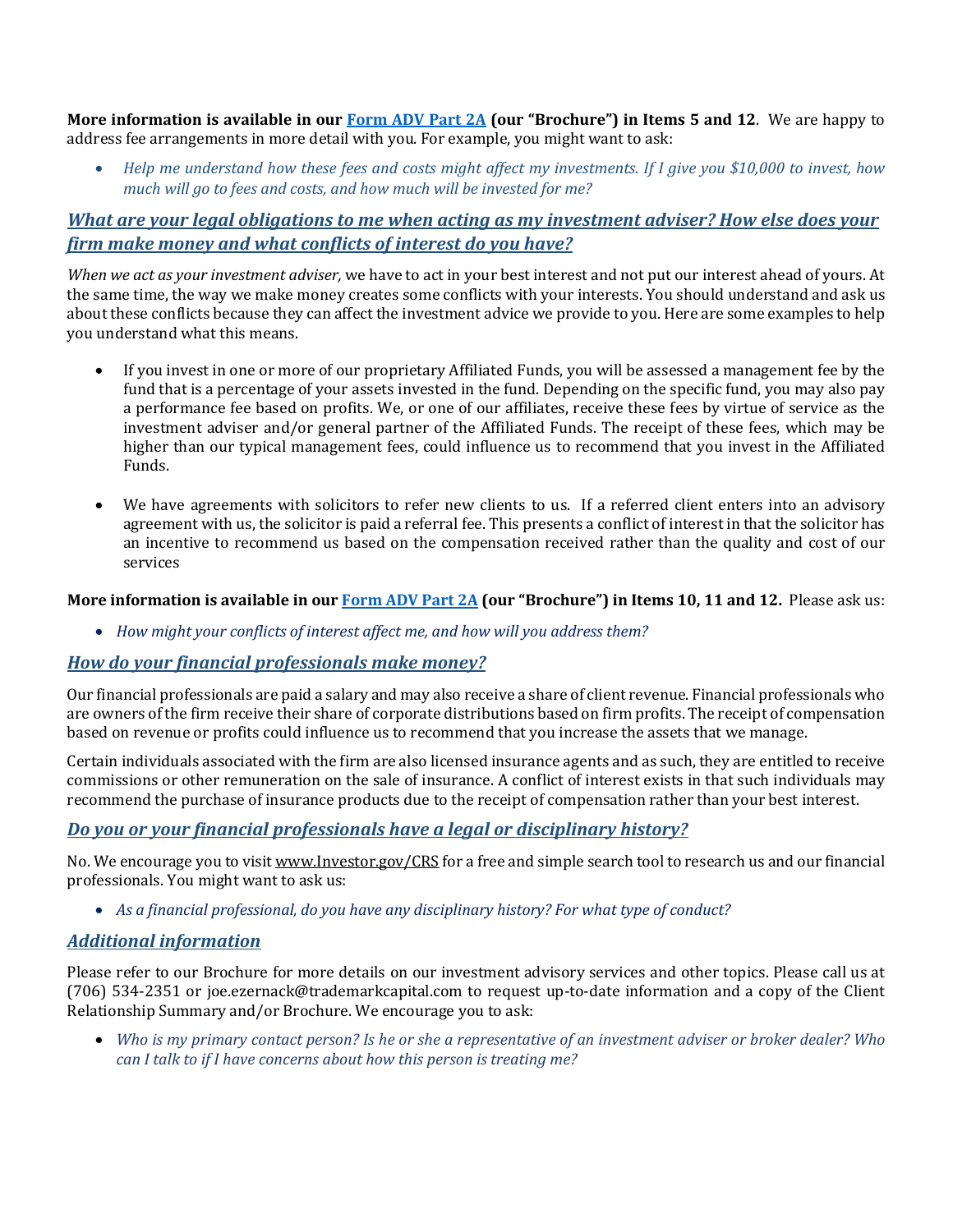**More information is available in our [Form ADV Part 2A](#) (our "Brochure") in Items 5 and 12**. We are happy to address fee arrangements in more detail with you. For example, you might want to ask:

- *Help me understand how these fees and costs might affect my investments. If I give you $10,000 to invest, how much will go to fees and costs, and how much will be invested for me?*

## *What are your legal obligations to me when acting as my investment adviser? How else does your firm make money and what conflicts of interest do you have?*

*When we act as your investment adviser,* we have to act in your best interest and not put our interest ahead of yours. At the same time, the way we make money creates some conflicts with your interests. You should understand and ask us about these conflicts because they can affect the investment advice we provide to you. Here are some examples to help you understand what this means.

- If you invest in one or more of our proprietary Affiliated Funds, you will be assessed a management fee by the fund that is a percentage of your assets invested in the fund. Depending on the specific fund, you may also pay a performance fee based on profits. We, or one of our affiliates, receive these fees by virtue of service as the investment adviser and/or general partner of the Affiliated Funds. The receipt of these fees, which may be higher than our typical management fees, could influence us to recommend that you invest in the Affiliated Funds.

- We have agreements with solicitors to refer new clients to us. If a referred client enters into an advisory agreement with us, the solicitor is paid a referral fee. This presents a conflict of interest in that the solicitor has an incentive to recommend us based on the compensation received rather than the quality and cost of our services

**More information is available in our [Form ADV Part 2A](#) (our "Brochure") in Items 10, 11 and 12.** Please ask us:

- *How might your conflicts of interest affect me, and how will you address them?*

## *How do your financial professionals make money?*

Our financial professionals are paid a salary and may also receive a share of client revenue. Financial professionals who are owners of the firm receive their share of corporate distributions based on firm profits. The receipt of compensation based on revenue or profits could influence us to recommend that you increase the assets that we manage.

Certain individuals associated with the firm are also licensed insurance agents and as such, they are entitled to receive commissions or other remuneration on the sale of insurance. A conflict of interest exists in that such individuals may recommend the purchase of insurance products due to the receipt of compensation rather than your best interest.

## *Do you or your financial professionals have a legal or disciplinary history?*

No. We encourage you to visit www.Investor.gov/CRS for a free and simple search tool to research us and our financial professionals. You might want to ask us:

- *As a financial professional, do you have any disciplinary history? For what type of conduct?*

## *Additional information*

Please refer to our Brochure for more details on our investment advisory services and other topics. Please call us at (706) 534-2351 or joe.ezernack@trademarkcapital.com to request up-to-date information and a copy of the Client Relationship Summary and/or Brochure. We encourage you to ask:

- *Who is my primary contact person? Is he or she a representative of an investment adviser or broker dealer? Who can I talk to if I have concerns about how this person is treating me?*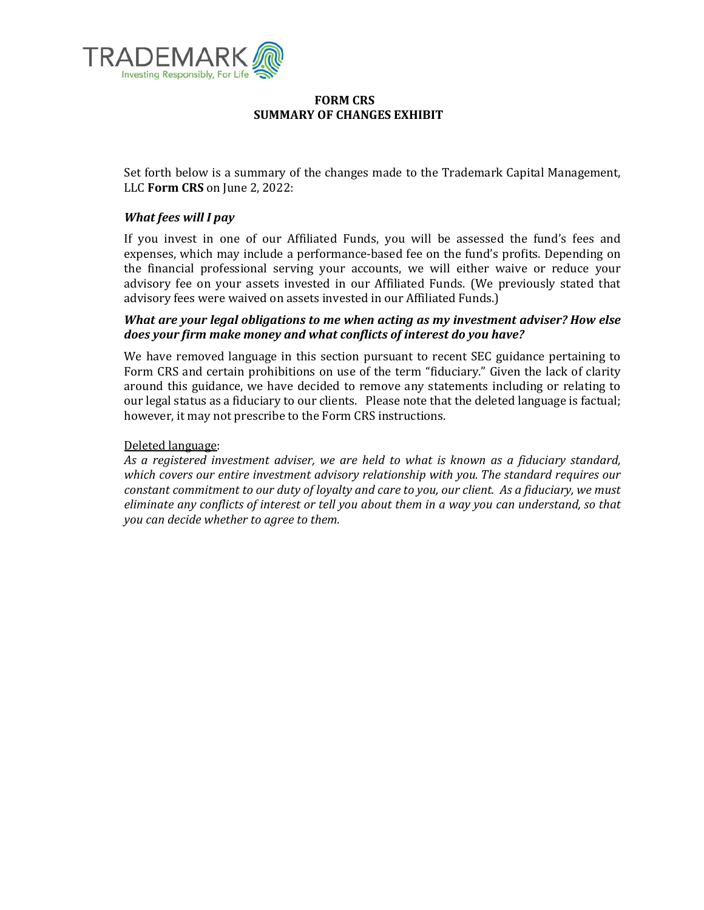TRADEMARK
Investing Responsibly, For Life

# FORM CRS
## SUMMARY OF CHANGES EXHIBIT

Set forth below is a summary of the changes made to the Trademark Capital Management, LLC **Form CRS** on June 2, 2022:

***What fees will I pay***

If you invest in one of our Affiliated Funds, you will be assessed the fund's fees and expenses, which may include a performance-based fee on the fund's profits. Depending on the financial professional serving your accounts, we will either waive or reduce your advisory fee on your assets invested in our Affiliated Funds. (We previously stated that advisory fees were waived on assets invested in our Affiliated Funds.)

***What are your legal obligations to me when acting as my investment adviser? How else does your firm make money and what conflicts of interest do you have?***

We have removed language in this section pursuant to recent SEC guidance pertaining to Form CRS and certain prohibitions on use of the term "fiduciary." Given the lack of clarity around this guidance, we have decided to remove any statements including or relating to our legal status as a fiduciary to our clients. Please note that the deleted language is factual; however, it may not prescribe to the Form CRS instructions.

<u>Deleted language</u>:
*As a registered investment adviser, we are held to what is known as a fiduciary standard, which covers our entire investment advisory relationship with you. The standard requires our constant commitment to our duty of loyalty and care to you, our client. As a fiduciary, we must eliminate any conflicts of interest or tell you about them in a way you can understand, so that you can decide whether to agree to them.*